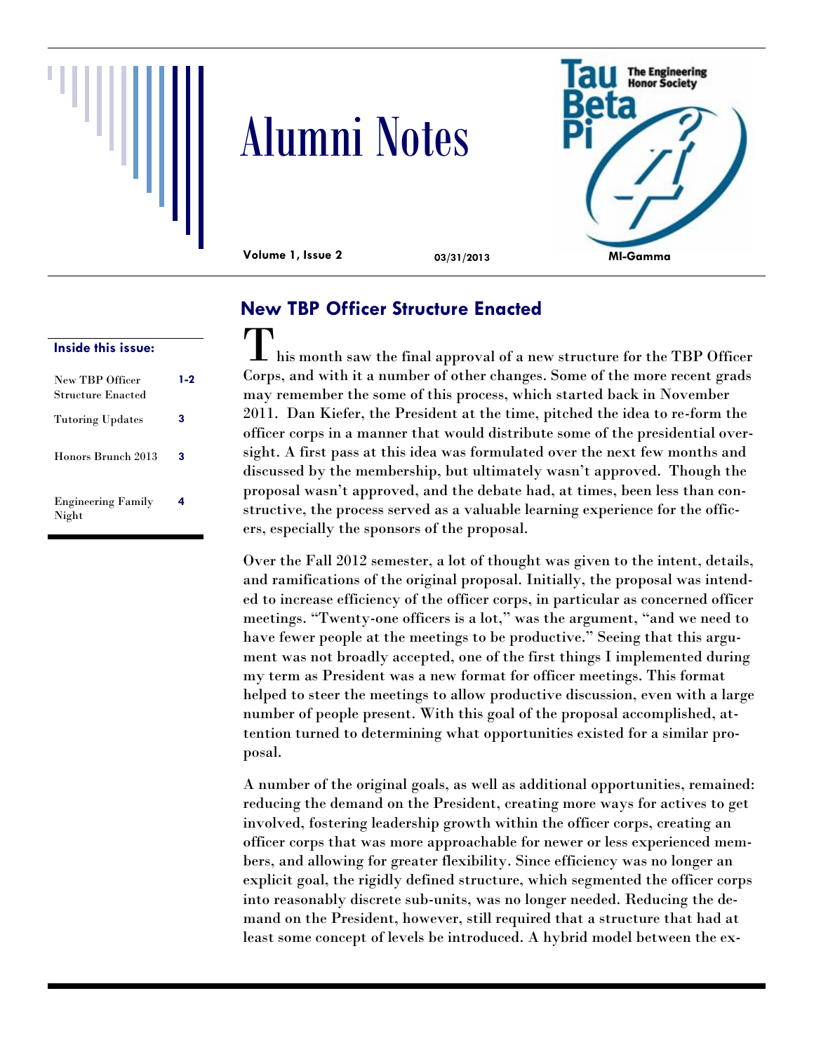# Alumni Notes

**Volume 1, Issue 2** **03/31/2013** **MI-Gamma**

**Inside this issue:**

| | |
|---|---|
| New TBP Officer Structure Enacted | 1-2 |
| Tutoring Updates | 3 |
| Honors Brunch 2013 | 3 |
| Engineering Family Night | 4 |

## New TBP Officer Structure Enacted

This month saw the final approval of a new structure for the TBP Officer Corps, and with it a number of other changes. Some of the more recent grads may remember the some of this process, which started back in November 2011. Dan Kiefer, the President at the time, pitched the idea to re-form the officer corps in a manner that would distribute some of the presidential oversight. A first pass at this idea was formulated over the next few months and discussed by the membership, but ultimately wasn't approved. Though the proposal wasn't approved, and the debate had, at times, been less than constructive, the process served as a valuable learning experience for the officers, especially the sponsors of the proposal.

Over the Fall 2012 semester, a lot of thought was given to the intent, details, and ramifications of the original proposal. Initially, the proposal was intended to increase efficiency of the officer corps, in particular as concerned officer meetings. "Twenty-one officers is a lot," was the argument, "and we need to have fewer people at the meetings to be productive." Seeing that this argument was not broadly accepted, one of the first things I implemented during my term as President was a new format for officer meetings. This format helped to steer the meetings to allow productive discussion, even with a large number of people present. With this goal of the proposal accomplished, attention turned to determining what opportunities existed for a similar proposal.

A number of the original goals, as well as additional opportunities, remained: reducing the demand on the President, creating more ways for actives to get involved, fostering leadership growth within the officer corps, creating an officer corps that was more approachable for newer or less experienced members, and allowing for greater flexibility. Since efficiency was no longer an explicit goal, the rigidly defined structure, which segmented the officer corps into reasonably discrete sub-units, was no longer needed. Reducing the demand on the President, however, still required that a structure that had at least some concept of levels be introduced. A hybrid model between the ex-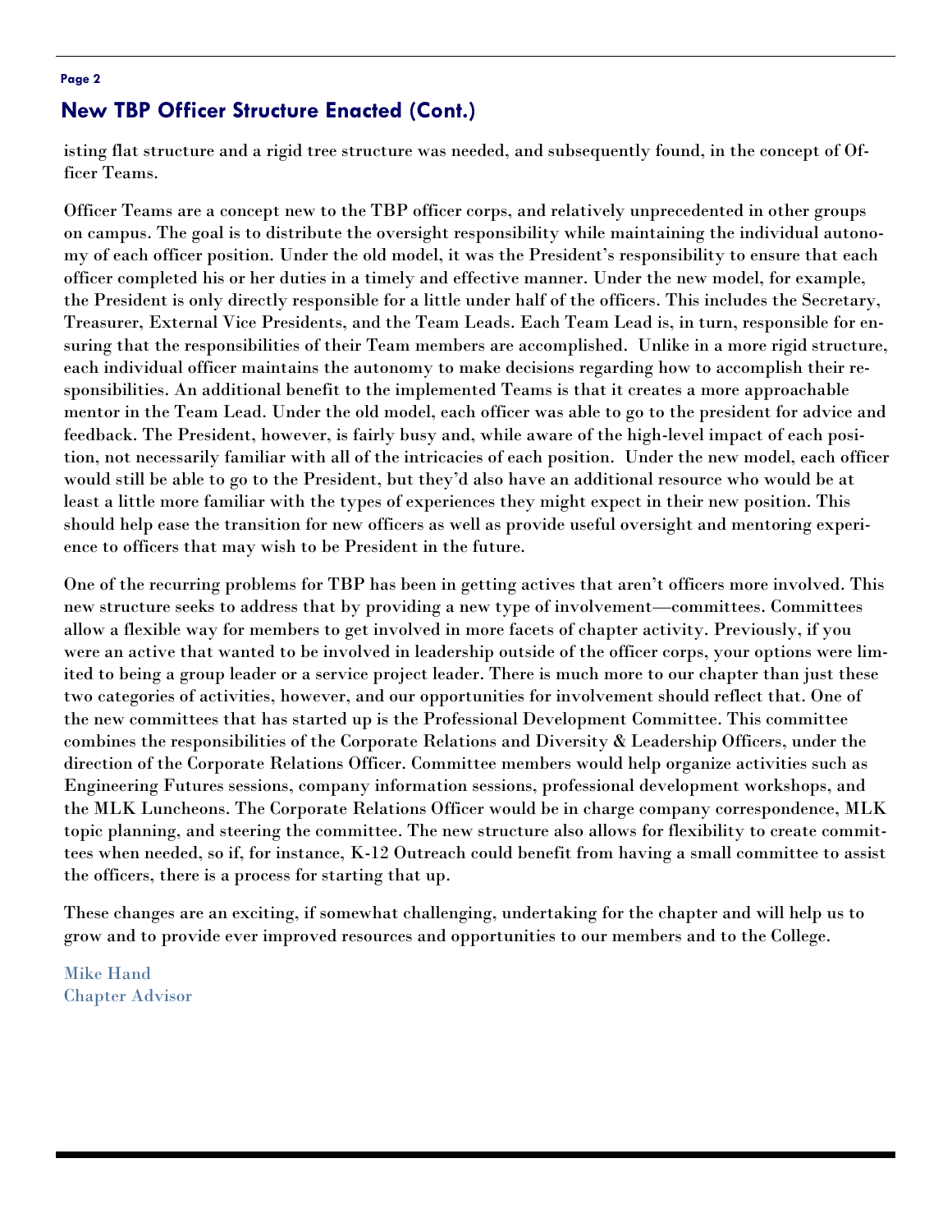## New TBP Officer Structure Enacted (Cont.)

isting flat structure and a rigid tree structure was needed, and subsequently found, in the concept of Officer Teams.

Officer Teams are a concept new to the TBP officer corps, and relatively unprecedented in other groups on campus. The goal is to distribute the oversight responsibility while maintaining the individual autonomy of each officer position. Under the old model, it was the President's responsibility to ensure that each officer completed his or her duties in a timely and effective manner. Under the new model, for example, the President is only directly responsible for a little under half of the officers. This includes the Secretary, Treasurer, External Vice Presidents, and the Team Leads. Each Team Lead is, in turn, responsible for ensuring that the responsibilities of their Team members are accomplished. Unlike in a more rigid structure, each individual officer maintains the autonomy to make decisions regarding how to accomplish their responsibilities. An additional benefit to the implemented Teams is that it creates a more approachable mentor in the Team Lead. Under the old model, each officer was able to go to the president for advice and feedback. The President, however, is fairly busy and, while aware of the high-level impact of each position, not necessarily familiar with all of the intricacies of each position. Under the new model, each officer would still be able to go to the President, but they'd also have an additional resource who would be at least a little more familiar with the types of experiences they might expect in their new position. This should help ease the transition for new officers as well as provide useful oversight and mentoring experience to officers that may wish to be President in the future.

One of the recurring problems for TBP has been in getting actives that aren't officers more involved. This new structure seeks to address that by providing a new type of involvement—committees. Committees allow a flexible way for members to get involved in more facets of chapter activity. Previously, if you were an active that wanted to be involved in leadership outside of the officer corps, your options were limited to being a group leader or a service project leader. There is much more to our chapter than just these two categories of activities, however, and our opportunities for involvement should reflect that. One of the new committees that has started up is the Professional Development Committee. This committee combines the responsibilities of the Corporate Relations and Diversity & Leadership Officers, under the direction of the Corporate Relations Officer. Committee members would help organize activities such as Engineering Futures sessions, company information sessions, professional development workshops, and the MLK Luncheons. The Corporate Relations Officer would be in charge company correspondence, MLK topic planning, and steering the committee. The new structure also allows for flexibility to create committees when needed, so if, for instance, K-12 Outreach could benefit from having a small committee to assist the officers, there is a process for starting that up.

These changes are an exciting, if somewhat challenging, undertaking for the chapter and will help us to grow and to provide ever improved resources and opportunities to our members and to the College.

Mike Hand
Chapter Advisor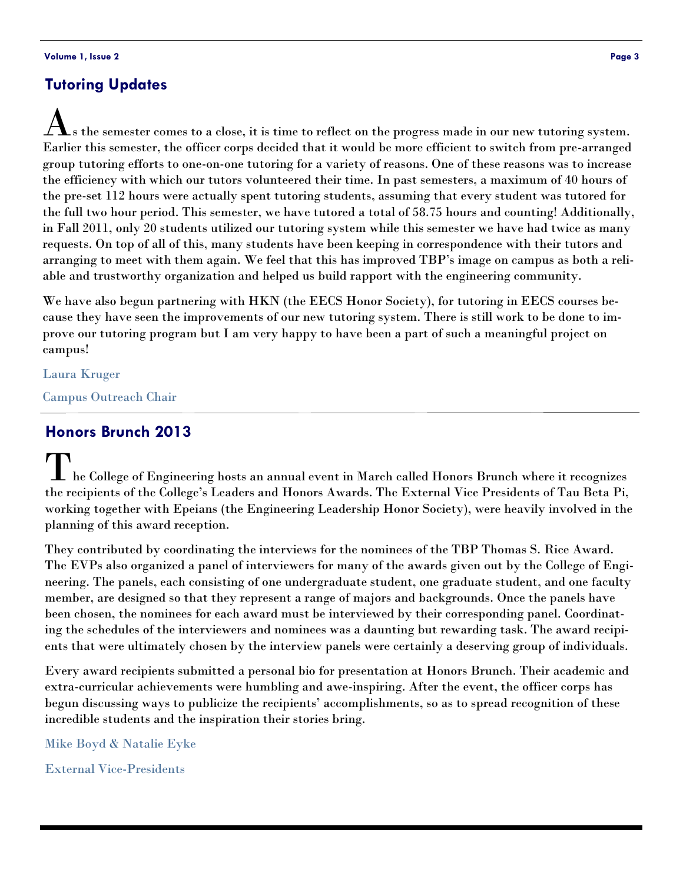## Tutoring Updates

As the semester comes to a close, it is time to reflect on the progress made in our new tutoring system. Earlier this semester, the officer corps decided that it would be more efficient to switch from pre-arranged group tutoring efforts to one-on-one tutoring for a variety of reasons. One of these reasons was to increase the efficiency with which our tutors volunteered their time. In past semesters, a maximum of 40 hours of the pre-set 112 hours were actually spent tutoring students, assuming that every student was tutored for the full two hour period. This semester, we have tutored a total of 58.75 hours and counting! Additionally, in Fall 2011, only 20 students utilized our tutoring system while this semester we have had twice as many requests. On top of all of this, many students have been keeping in correspondence with their tutors and arranging to meet with them again. We feel that this has improved TBP's image on campus as both a reliable and trustworthy organization and helped us build rapport with the engineering community.

We have also begun partnering with HKN (the EECS Honor Society), for tutoring in EECS courses because they have seen the improvements of our new tutoring system. There is still work to be done to improve our tutoring program but I am very happy to have been a part of such a meaningful project on campus!

Laura Kruger

Campus Outreach Chair

## Honors Brunch 2013

The College of Engineering hosts an annual event in March called Honors Brunch where it recognizes the recipients of the College's Leaders and Honors Awards. The External Vice Presidents of Tau Beta Pi, working together with Epeians (the Engineering Leadership Honor Society), were heavily involved in the planning of this award reception.

They contributed by coordinating the interviews for the nominees of the TBP Thomas S. Rice Award. The EVPs also organized a panel of interviewers for many of the awards given out by the College of Engineering. The panels, each consisting of one undergraduate student, one graduate student, and one faculty member, are designed so that they represent a range of majors and backgrounds. Once the panels have been chosen, the nominees for each award must be interviewed by their corresponding panel. Coordinating the schedules of the interviewers and nominees was a daunting but rewarding task. The award recipients that were ultimately chosen by the interview panels were certainly a deserving group of individuals.

Every award recipients submitted a personal bio for presentation at Honors Brunch. Their academic and extra-curricular achievements were humbling and awe-inspiring. After the event, the officer corps has begun discussing ways to publicize the recipients' accomplishments, so as to spread recognition of these incredible students and the inspiration their stories bring.

Mike Boyd & Natalie Eyke

External Vice-Presidents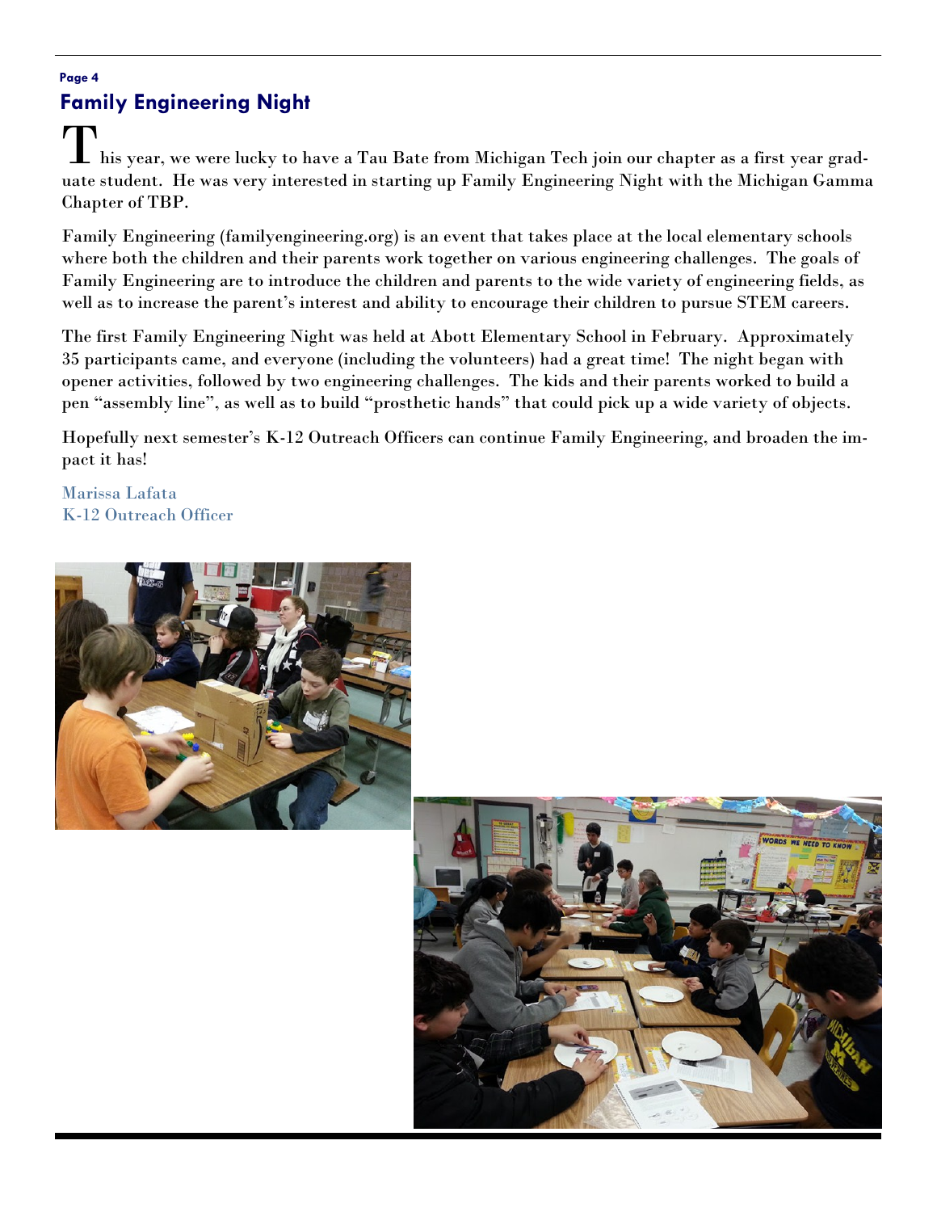## Family Engineering Night

This year, we were lucky to have a Tau Bate from Michigan Tech join our chapter as a first year graduate student. He was very interested in starting up Family Engineering Night with the Michigan Gamma Chapter of TBP.

Family Engineering (familyengineering.org) is an event that takes place at the local elementary schools where both the children and their parents work together on various engineering challenges. The goals of Family Engineering are to introduce the children and parents to the wide variety of engineering fields, as well as to increase the parent's interest and ability to encourage their children to pursue STEM careers.

The first Family Engineering Night was held at Abott Elementary School in February. Approximately 35 participants came, and everyone (including the volunteers) had a great time! The night began with opener activities, followed by two engineering challenges. The kids and their parents worked to build a pen "assembly line", as well as to build "prosthetic hands" that could pick up a wide variety of objects.

Hopefully next semester's K-12 Outreach Officers can continue Family Engineering, and broaden the impact it has!

Marissa Lafata
K-12 Outreach Officer